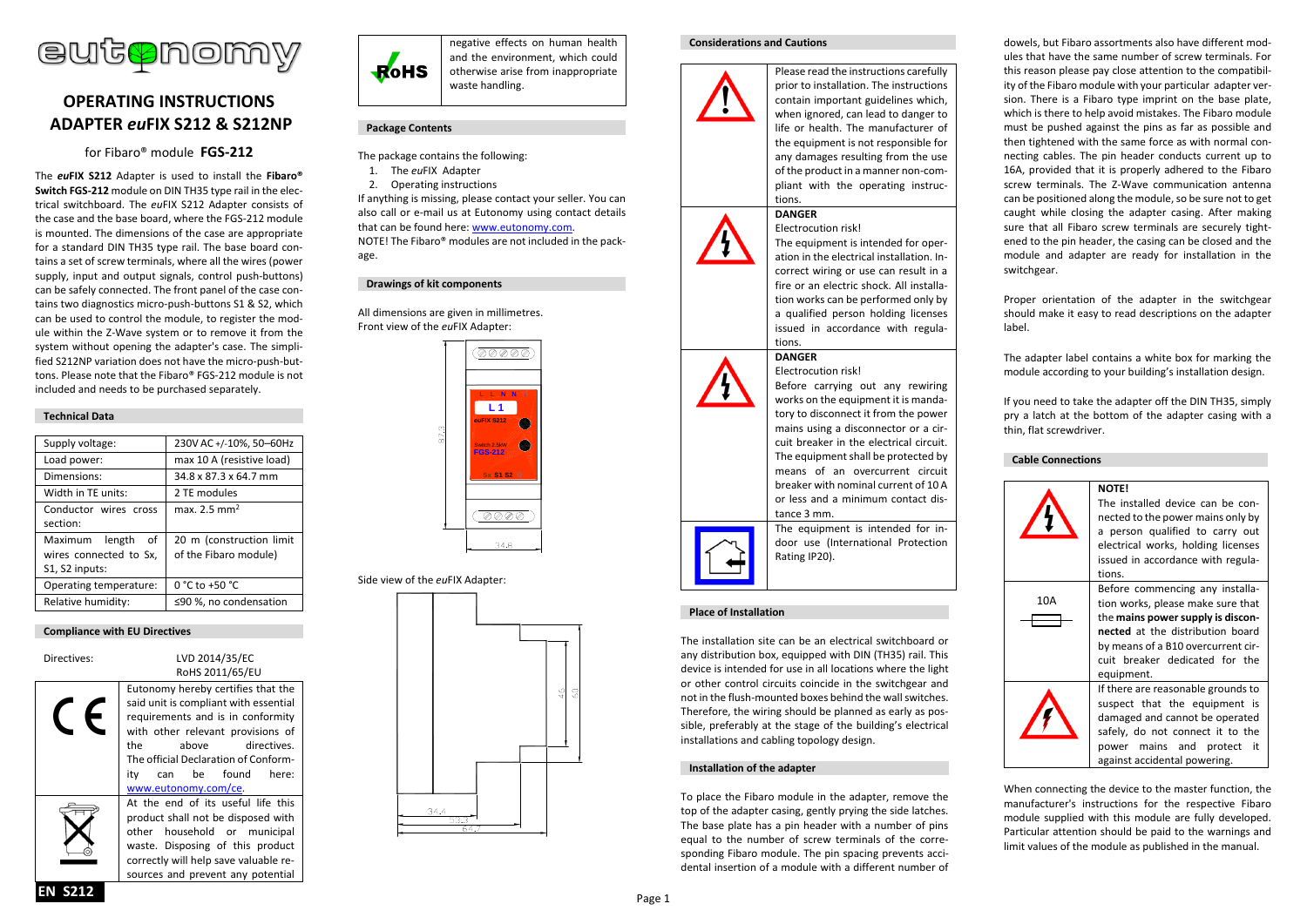# OPERATING INSTRUCTIONS ADAPTER *eu*FIX S212 & S212NP

for Fibaro® module **FGS-212**

The ***eu*FIX S212** Adapter is used to install the **Fibaro® Switch FGS-212** module on DIN TH35 type rail in the electrical switchboard. The *eu*FIX S212 Adapter consists of the case and the base board, where the FGS-212 module is mounted. The dimensions of the case are appropriate for a standard DIN TH35 type rail. The base board contains a set of screw terminals, where all the wires (power supply, input and output signals, control push-buttons) can be safely connected. The front panel of the case contains two diagnostics micro-push-buttons S1 & S2, which can be used to control the module, to register the module within the Z-Wave system or to remove it from the system without opening the adapter's case. The simplified S212NP variation does not have the micro-push-buttons. Please note that the Fibaro® FGS-212 module is not included and needs to be purchased separately.

## Technical Data

| | |
|---|---|
| Supply voltage: | 230V AC +/-10%, 50–60Hz |
| Load power: | max 10 A (resistive load) |
| Dimensions: | 34.8 x 87.3 x 64.7 mm |
| Width in TE units: | 2 TE modules |
| Conductor wires cross section: | max. 2.5 mm² |
| Maximum length of wires connected to Sx, S1, S2 inputs: | 20 m (construction limit of the Fibaro module) |
| Operating temperature: | 0 °C to +50 °C |
| Relative humidity: | ≤90 %, no condensation |

## Compliance with EU Directives

Directives: LVD 2014/35/EC
RoHS 2011/65/EU

| | |
|---|---|
| CE | Eutonomy hereby certifies that the said unit is compliant with essential requirements and is in conformity with other relevant provisions of the above directives. The official Declaration of Conformity can be found here: www.eutonomy.com/ce. |
| | At the end of its useful life this product shall not be disposed with other household or municipal waste. Disposing of this product correctly will help save valuable resources and prevent any potential negative effects on human health and the environment, which could otherwise arise from inappropriate waste handling. |
| RoHS | |

## Package Contents

The package contains the following:

1. The *eu*FIX Adapter
2. Operating instructions

If anything is missing, please contact your seller. You can also call or e-mail us at Eutonomy using contact details that can be found here: www.eutonomy.com.

NOTE! The Fibaro® modules are not included in the package.

## Drawings of kit components

All dimensions are given in millimetres.

Front view of the *eu*FIX Adapter:

Side view of the *eu*FIX Adapter:

## Considerations and Cautions

| | |
|---|---|
| | Please read the instructions carefully prior to installation. The instructions contain important guidelines which, when ignored, can lead to danger to life or health. The manufacturer of the equipment is not responsible for any damages resulting from the use of the product in a manner non-compliant with the operating instructions. |
| | **DANGER** Electrocution risk! The equipment is intended for operation in the electrical installation. Incorrect wiring or use can result in a fire or an electric shock. All installation works can be performed only by a qualified person holding licenses issued in accordance with regulations. |
| | **DANGER** Electrocution risk! Before carrying out any rewiring works on the equipment it is mandatory to disconnect it from the power mains using a disconnector or a circuit breaker in the electrical circuit. The equipment shall be protected by means of an overcurrent circuit breaker with nominal current of 10 A or less and a minimum contact distance 3 mm. |
| | The equipment is intended for indoor use (International Protection Rating IP20). |

## Place of Installation

The installation site can be an electrical switchboard or any distribution box, equipped with DIN (TH35) rail. This device is intended for use in all locations where the light or other control circuits coincide in the switchgear and not in the flush-mounted boxes behind the wall switches. Therefore, the wiring should be planned as early as possible, preferably at the stage of the building's electrical installations and cabling topology design.

## Installation of the adapter

To place the Fibaro module in the adapter, remove the top of the adapter casing, gently prying the side latches. The base plate has a pin header with a number of pins equal to the number of screw terminals of the corresponding Fibaro module. The pin spacing prevents accidental insertion of a module with a different number of dowels, but Fibaro assortments also have different modules that have the same number of screw terminals. For this reason please pay close attention to the compatibility of the Fibaro module with your particular adapter version. There is a Fibaro type imprint on the base plate, which is there to help avoid mistakes. The Fibaro module must be pushed against the pins as far as possible and then tightened with the same force as with normal connecting cables. The pin header conducts current up to 16A, provided that it is properly adhered to the Fibaro screw terminals. The Z-Wave communication antenna can be positioned along the module, so be sure not to get caught while closing the adapter casing. After making sure that all Fibaro screw terminals are securely tightened to the pin header, the casing can be closed and the module and adapter are ready for installation in the switchgear.

Proper orientation of the adapter in the switchgear should make it easy to read descriptions on the adapter label.

The adapter label contains a white box for marking the module according to your building's installation design.

If you need to take the adapter off the DIN TH35, simply pry a latch at the bottom of the adapter casing with a thin, flat screwdriver.

## Cable Connections

| | |
|---|---|
| | **NOTE!** The installed device can be connected to the power mains only by a person qualified to carry out electrical works, holding licenses issued in accordance with regulations. |
| 10A | Before commencing any installation works, please make sure that the **mains power supply is disconnected** at the distribution board by means of a B10 overcurrent circuit breaker dedicated for the equipment. |
| | If there are reasonable grounds to suspect that the equipment is damaged and cannot be operated safely, do not connect it to the power mains and protect it against accidental powering. |

When connecting the device to the master function, the manufacturer's instructions for the respective Fibaro module supplied with this module are fully developed. Particular attention should be paid to the warnings and limit values of the module as published in the manual.

EN S212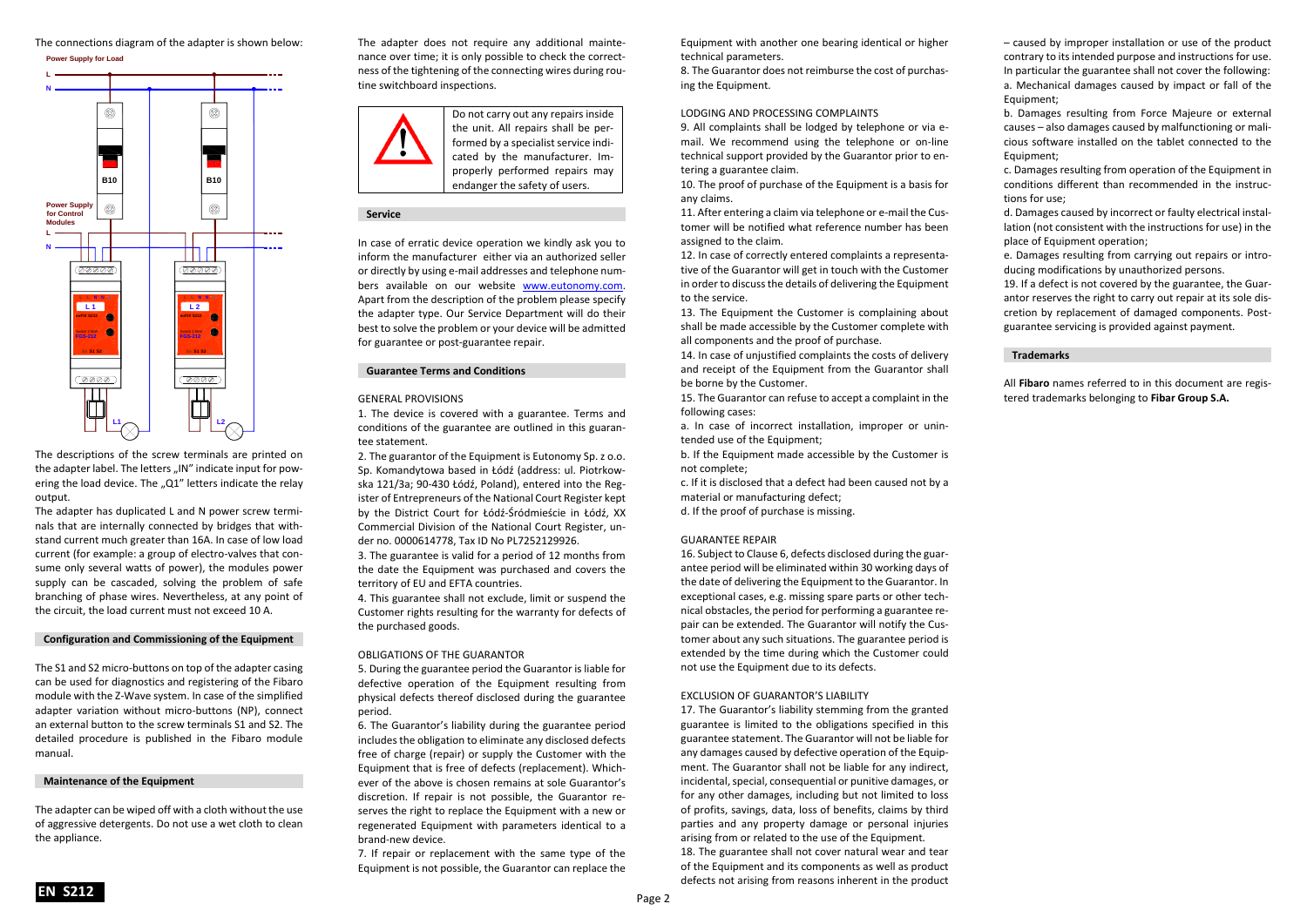The connections diagram of the adapter is shown below:

Power Supply for Load

L
N
B10
B10
Power Supply for Control Modules
L
N
L 1
L 2
FGS-212
FGS-212
S1 S2
S1 S2
L1
L2

The descriptions of the screw terminals are printed on the adapter label. The letters „IN" indicate input for powering the load device. The „Q1" letters indicate the relay output.

The adapter has duplicated L and N power screw terminals that are internally connected by bridges that withstand current much greater than 16A. In case of low load current (for example: a group of electro-valves that consume only several watts of power), the modules power supply can be cascaded, solving the problem of safe branching of phase wires. Nevertheless, at any point of the circuit, the load current must not exceed 10 A.

## Configuration and Commissioning of the Equipment

The S1 and S2 micro-buttons on top of the adapter casing can be used for diagnostics and registering of the Fibaro module with the Z-Wave system. In case of the simplified adapter variation without micro-buttons (NP), connect an external button to the screw terminals S1 and S2. The detailed procedure is published in the Fibaro module manual.

## Maintenance of the Equipment

The adapter can be wiped off with a cloth without the use of aggressive detergents. Do not use a wet cloth to clean the appliance.

The adapter does not require any additional maintenance over time; it is only possible to check the correctness of the tightening of the connecting wires during routine switchboard inspections.

| | |
|---|---|
| ! | Do not carry out any repairs inside the unit. All repairs shall be performed by a specialist service indicated by the manufacturer. Improperly performed repairs may endanger the safety of users. |

## Service

In case of erratic device operation we kindly ask you to inform the manufacturer either via an authorized seller or directly by using e-mail addresses and telephone numbers available on our website www.eutonomy.com. Apart from the description of the problem please specify the adapter type. Our Service Department will do their best to solve the problem or your device will be admitted for guarantee or post-guarantee repair.

## Guarantee Terms and Conditions

### GENERAL PROVISIONS

1. The device is covered with a guarantee. Terms and conditions of the guarantee are outlined in this guarantee statement.
2. The guarantor of the Equipment is Eutonomy Sp. z o.o. Sp. Komandytowa based in Łódź (address: ul. Piotrkowska 121/3a; 90-430 Łódź, Poland), entered into the Register of Entrepreneurs of the National Court Register kept by the District Court for Łódź-Śródmieście in Łódź, XX Commercial Division of the National Court Register, under no. 0000614778, Tax ID No PL7252129926.
3. The guarantee is valid for a period of 12 months from the date the Equipment was purchased and covers the territory of EU and EFTA countries.
4. This guarantee shall not exclude, limit or suspend the Customer rights resulting for the warranty for defects of the purchased goods.

### OBLIGATIONS OF THE GUARANTOR

5. During the guarantee period the Guarantor is liable for defective operation of the Equipment resulting from physical defects thereof disclosed during the guarantee period.
6. The Guarantor's liability during the guarantee period includes the obligation to eliminate any disclosed defects free of charge (repair) or supply the Customer with the Equipment that is free of defects (replacement). Whichever of the above is chosen remains at sole Guarantor's discretion. If repair is not possible, the Guarantor reserves the right to replace the Equipment with a new or regenerated Equipment with parameters identical to a brand-new device.
7. If repair or replacement with the same type of the Equipment is not possible, the Guarantor can replace the Equipment with another one bearing identical or higher technical parameters.
8. The Guarantor does not reimburse the cost of purchasing the Equipment.

### LODGING AND PROCESSING COMPLAINTS

9. All complaints shall be lodged by telephone or via e-mail. We recommend using the telephone or on-line technical support provided by the Guarantor prior to entering a guarantee claim.
10. The proof of purchase of the Equipment is a basis for any claims.
11. After entering a claim via telephone or e-mail the Customer will be notified what reference number has been assigned to the claim.
12. In case of correctly entered complaints a representative of the Guarantor will get in touch with the Customer in order to discuss the details of delivering the Equipment to the service.
13. The Equipment the Customer is complaining about shall be made accessible by the Customer complete with all components and the proof of purchase.
14. In case of unjustified complaints the costs of delivery and receipt of the Equipment from the Guarantor shall be borne by the Customer.
15. The Guarantor can refuse to accept a complaint in the following cases:

a. In case of incorrect installation, improper or unintended use of the Equipment;
b. If the Equipment made accessible by the Customer is not complete;
c. If it is disclosed that a defect had been caused not by a material or manufacturing defect;
d. If the proof of purchase is missing.

### GUARANTEE REPAIR

16. Subject to Clause 6, defects disclosed during the guarantee period will be eliminated within 30 working days of the date of delivering the Equipment to the Guarantor. In exceptional cases, e.g. missing spare parts or other technical obstacles, the period for performing a guarantee repair can be extended. The Guarantor will notify the Customer about any such situations. The guarantee period is extended by the time during which the Customer could not use the Equipment due to its defects.

### EXCLUSION OF GUARANTOR'S LIABILITY

17. The Guarantor's liability stemming from the granted guarantee is limited to the obligations specified in this guarantee statement. The Guarantor will not be liable for any damages caused by defective operation of the Equipment. The Guarantor shall not be liable for any indirect, incidental, special, consequential or punitive damages, or for any other damages, including but not limited to loss of profits, savings, data, loss of benefits, claims by third parties and any property damage or personal injuries arising from or related to the use of the Equipment.
18. The guarantee shall not cover natural wear and tear of the Equipment and its components as well as product defects not arising from reasons inherent in the product – caused by improper installation or use of the product contrary to its intended purpose and instructions for use. In particular the guarantee shall not cover the following:

a. Mechanical damages caused by impact or fall of the Equipment;
b. Damages resulting from Force Majeure or external causes – also damages caused by malfunctioning or malicious software installed on the tablet connected to the Equipment;
c. Damages resulting from operation of the Equipment in conditions different than recommended in the instructions for use;
d. Damages caused by incorrect or faulty electrical installation (not consistent with the instructions for use) in the place of Equipment operation;
e. Damages resulting from carrying out repairs or introducing modifications by unauthorized persons.

19. If a defect is not covered by the guarantee, the Guarantor reserves the right to carry out repair at its sole discretion by replacement of damaged components. Post-guarantee servicing is provided against payment.

## Trademarks

All **Fibaro** names referred to in this document are registered trademarks belonging to **Fibar Group S.A.**

EN S212